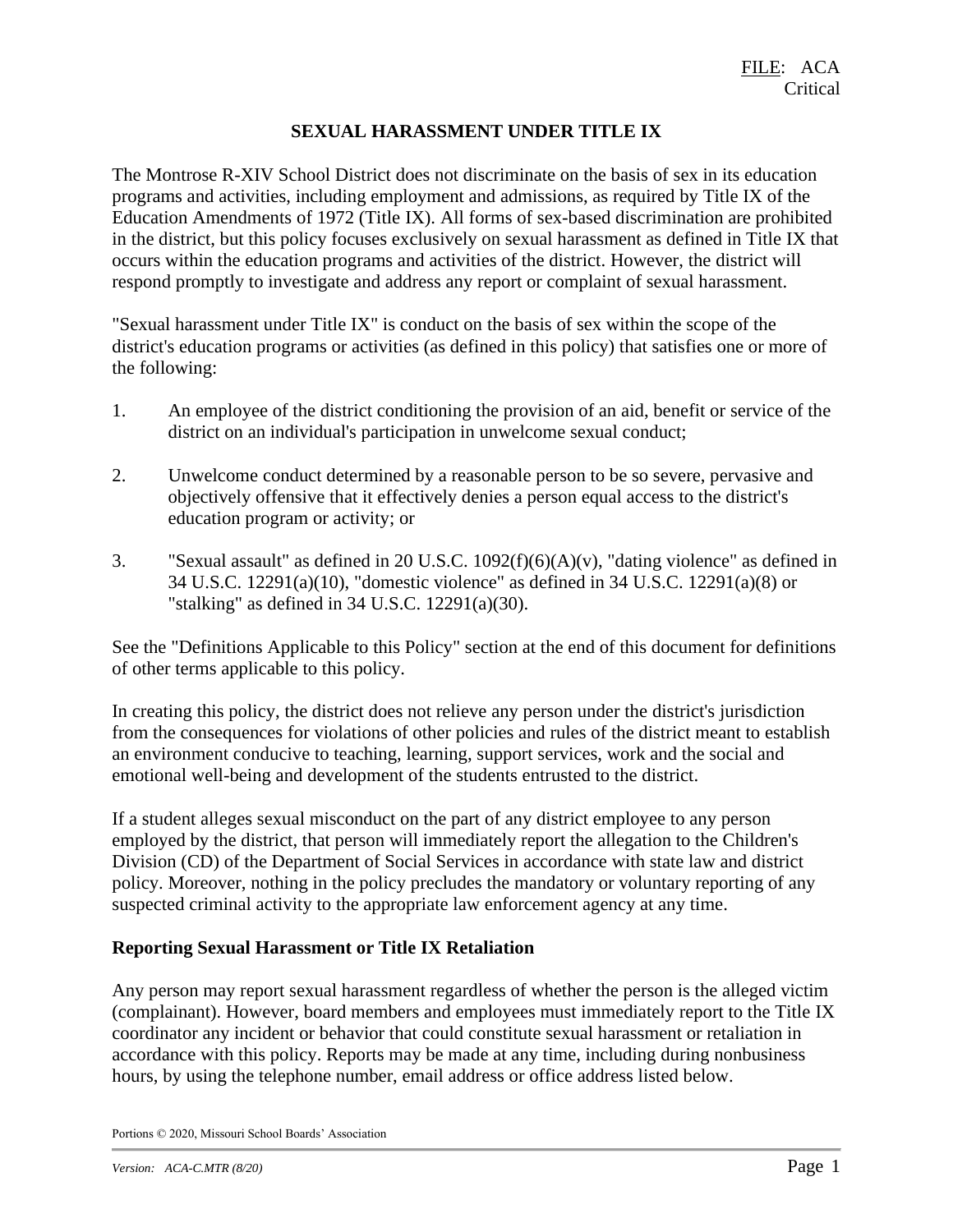FILE: ACA
Critical

# SEXUAL HARASSMENT UNDER TITLE IX

The Montrose R-XIV School District does not discriminate on the basis of sex in its education programs and activities, including employment and admissions, as required by Title IX of the Education Amendments of 1972 (Title IX). All forms of sex-based discrimination are prohibited in the district, but this policy focuses exclusively on sexual harassment as defined in Title IX that occurs within the education programs and activities of the district. However, the district will respond promptly to investigate and address any report or complaint of sexual harassment.

"Sexual harassment under Title IX" is conduct on the basis of sex within the scope of the district's education programs or activities (as defined in this policy) that satisfies one or more of the following:

1. An employee of the district conditioning the provision of an aid, benefit or service of the district on an individual's participation in unwelcome sexual conduct;

2. Unwelcome conduct determined by a reasonable person to be so severe, pervasive and objectively offensive that it effectively denies a person equal access to the district's education program or activity; or

3. "Sexual assault" as defined in 20 U.S.C. 1092(f)(6)(A)(v), "dating violence" as defined in 34 U.S.C. 12291(a)(10), "domestic violence" as defined in 34 U.S.C. 12291(a)(8) or "stalking" as defined in 34 U.S.C. 12291(a)(30).

See the "Definitions Applicable to this Policy" section at the end of this document for definitions of other terms applicable to this policy.

In creating this policy, the district does not relieve any person under the district's jurisdiction from the consequences for violations of other policies and rules of the district meant to establish an environment conducive to teaching, learning, support services, work and the social and emotional well-being and development of the students entrusted to the district.

If a student alleges sexual misconduct on the part of any district employee to any person employed by the district, that person will immediately report the allegation to the Children's Division (CD) of the Department of Social Services in accordance with state law and district policy. Moreover, nothing in the policy precludes the mandatory or voluntary reporting of any suspected criminal activity to the appropriate law enforcement agency at any time.

## Reporting Sexual Harassment or Title IX Retaliation

Any person may report sexual harassment regardless of whether the person is the alleged victim (complainant). However, board members and employees must immediately report to the Title IX coordinator any incident or behavior that could constitute sexual harassment or retaliation in accordance with this policy. Reports may be made at any time, including during nonbusiness hours, by using the telephone number, email address or office address listed below.

Portions © 2020, Missouri School Boards' Association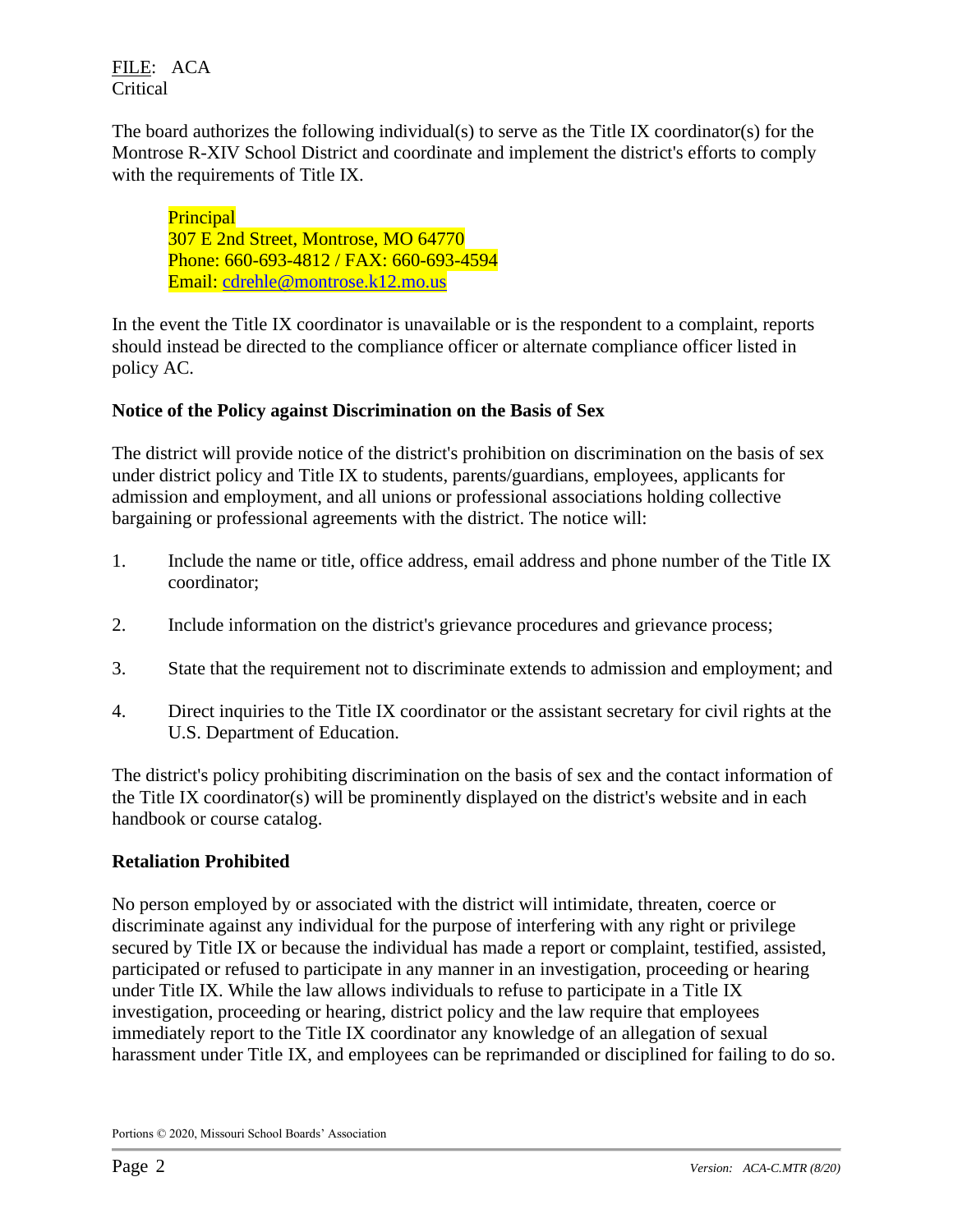FILE: ACA
Critical

The board authorizes the following individual(s) to serve as the Title IX coordinator(s) for the Montrose R-XIV School District and coordinate and implement the district's efforts to comply with the requirements of Title IX.

> Principal
> 307 E 2nd Street, Montrose, MO 64770
> Phone: 660-693-4812 / FAX: 660-693-4594
> Email: cdrehle@montrose.k12.mo.us

In the event the Title IX coordinator is unavailable or is the respondent to a complaint, reports should instead be directed to the compliance officer or alternate compliance officer listed in policy AC.

**Notice of the Policy against Discrimination on the Basis of Sex**

The district will provide notice of the district's prohibition on discrimination on the basis of sex under district policy and Title IX to students, parents/guardians, employees, applicants for admission and employment, and all unions or professional associations holding collective bargaining or professional agreements with the district. The notice will:

1. Include the name or title, office address, email address and phone number of the Title IX coordinator;

2. Include information on the district's grievance procedures and grievance process;

3. State that the requirement not to discriminate extends to admission and employment; and

4. Direct inquiries to the Title IX coordinator or the assistant secretary for civil rights at the U.S. Department of Education.

The district's policy prohibiting discrimination on the basis of sex and the contact information of the Title IX coordinator(s) will be prominently displayed on the district's website and in each handbook or course catalog.

**Retaliation Prohibited**

No person employed by or associated with the district will intimidate, threaten, coerce or discriminate against any individual for the purpose of interfering with any right or privilege secured by Title IX or because the individual has made a report or complaint, testified, assisted, participated or refused to participate in any manner in an investigation, proceeding or hearing under Title IX. While the law allows individuals to refuse to participate in a Title IX investigation, proceeding or hearing, district policy and the law require that employees immediately report to the Title IX coordinator any knowledge of an allegation of sexual harassment under Title IX, and employees can be reprimanded or disciplined for failing to do so.

Portions © 2020, Missouri School Boards' Association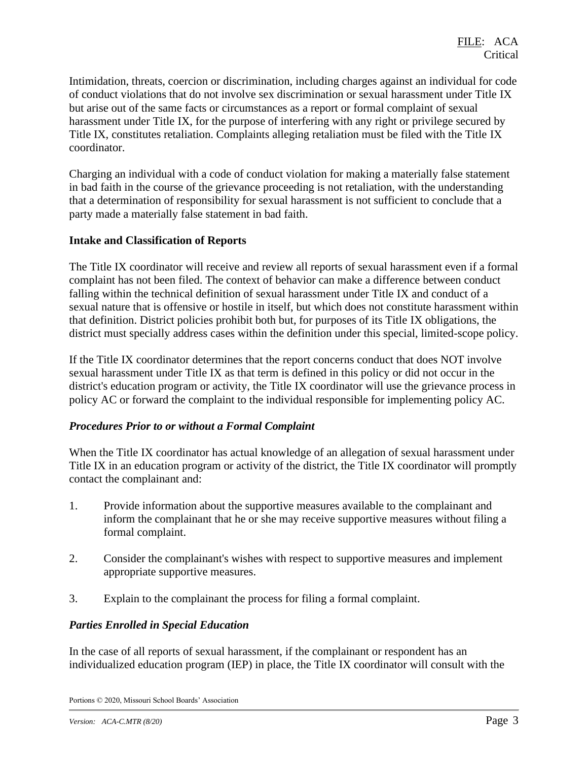Intimidation, threats, coercion or discrimination, including charges against an individual for code of conduct violations that do not involve sex discrimination or sexual harassment under Title IX but arise out of the same facts or circumstances as a report or formal complaint of sexual harassment under Title IX, for the purpose of interfering with any right or privilege secured by Title IX, constitutes retaliation. Complaints alleging retaliation must be filed with the Title IX coordinator.

Charging an individual with a code of conduct violation for making a materially false statement in bad faith in the course of the grievance proceeding is not retaliation, with the understanding that a determination of responsibility for sexual harassment is not sufficient to conclude that a party made a materially false statement in bad faith.

**Intake and Classification of Reports**

The Title IX coordinator will receive and review all reports of sexual harassment even if a formal complaint has not been filed. The context of behavior can make a difference between conduct falling within the technical definition of sexual harassment under Title IX and conduct of a sexual nature that is offensive or hostile in itself, but which does not constitute harassment within that definition. District policies prohibit both but, for purposes of its Title IX obligations, the district must specially address cases within the definition under this special, limited-scope policy.

If the Title IX coordinator determines that the report concerns conduct that does NOT involve sexual harassment under Title IX as that term is defined in this policy or did not occur in the district's education program or activity, the Title IX coordinator will use the grievance process in policy AC or forward the complaint to the individual responsible for implementing policy AC.

***Procedures Prior to or without a Formal Complaint***

When the Title IX coordinator has actual knowledge of an allegation of sexual harassment under Title IX in an education program or activity of the district, the Title IX coordinator will promptly contact the complainant and:

1. Provide information about the supportive measures available to the complainant and inform the complainant that he or she may receive supportive measures without filing a formal complaint.

2. Consider the complainant's wishes with respect to supportive measures and implement appropriate supportive measures.

3. Explain to the complainant the process for filing a formal complaint.

***Parties Enrolled in Special Education***

In the case of all reports of sexual harassment, if the complainant or respondent has an individualized education program (IEP) in place, the Title IX coordinator will consult with the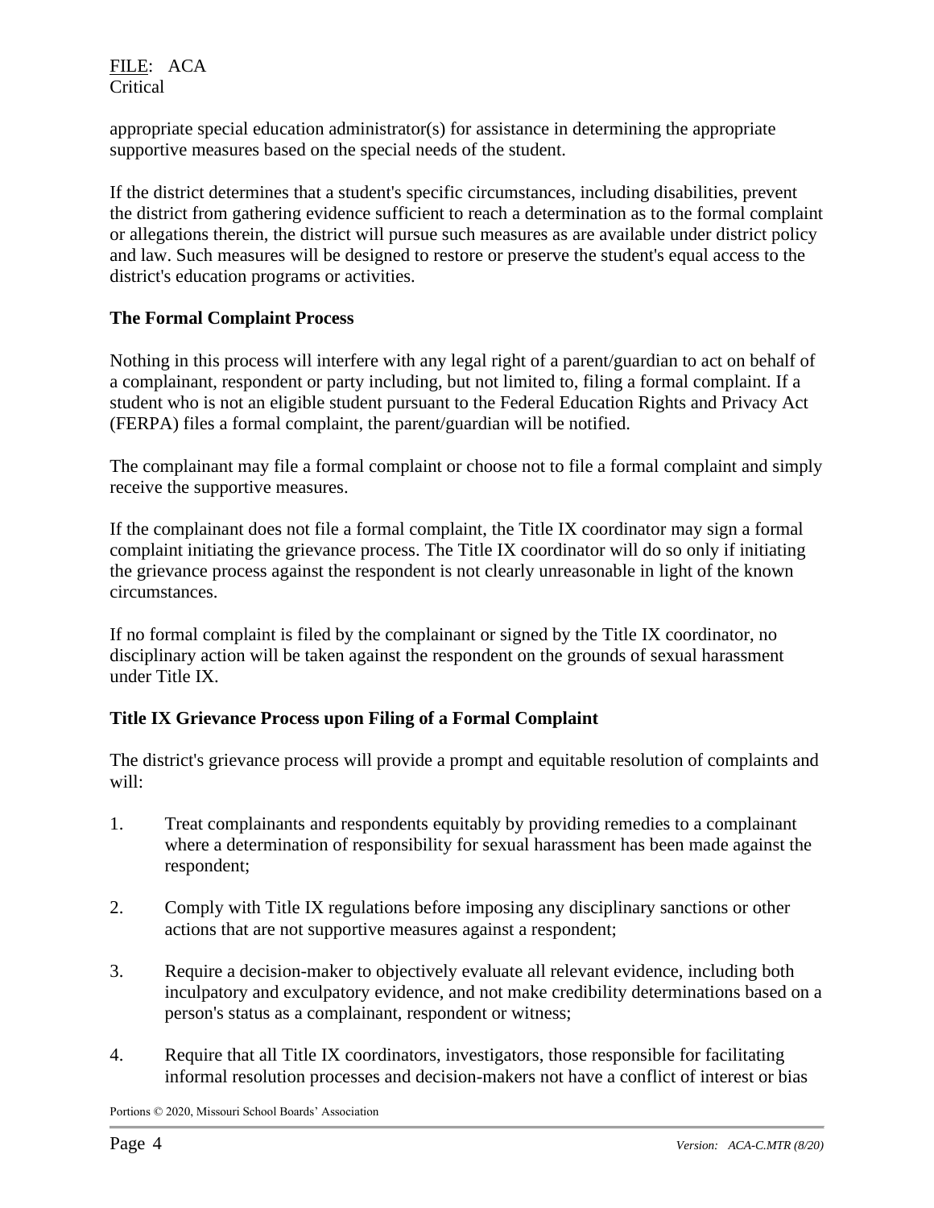appropriate special education administrator(s) for assistance in determining the appropriate supportive measures based on the special needs of the student.

If the district determines that a student's specific circumstances, including disabilities, prevent the district from gathering evidence sufficient to reach a determination as to the formal complaint or allegations therein, the district will pursue such measures as are available under district policy and law. Such measures will be designed to restore or preserve the student's equal access to the district's education programs or activities.

**The Formal Complaint Process**

Nothing in this process will interfere with any legal right of a parent/guardian to act on behalf of a complainant, respondent or party including, but not limited to, filing a formal complaint. If a student who is not an eligible student pursuant to the Federal Education Rights and Privacy Act (FERPA) files a formal complaint, the parent/guardian will be notified.

The complainant may file a formal complaint or choose not to file a formal complaint and simply receive the supportive measures.

If the complainant does not file a formal complaint, the Title IX coordinator may sign a formal complaint initiating the grievance process. The Title IX coordinator will do so only if initiating the grievance process against the respondent is not clearly unreasonable in light of the known circumstances.

If no formal complaint is filed by the complainant or signed by the Title IX coordinator, no disciplinary action will be taken against the respondent on the grounds of sexual harassment under Title IX.

**Title IX Grievance Process upon Filing of a Formal Complaint**

The district's grievance process will provide a prompt and equitable resolution of complaints and will:

1. Treat complainants and respondents equitably by providing remedies to a complainant where a determination of responsibility for sexual harassment has been made against the respondent;

2. Comply with Title IX regulations before imposing any disciplinary sanctions or other actions that are not supportive measures against a respondent;

3. Require a decision-maker to objectively evaluate all relevant evidence, including both inculpatory and exculpatory evidence, and not make credibility determinations based on a person's status as a complainant, respondent or witness;

4. Require that all Title IX coordinators, investigators, those responsible for facilitating informal resolution processes and decision-makers not have a conflict of interest or bias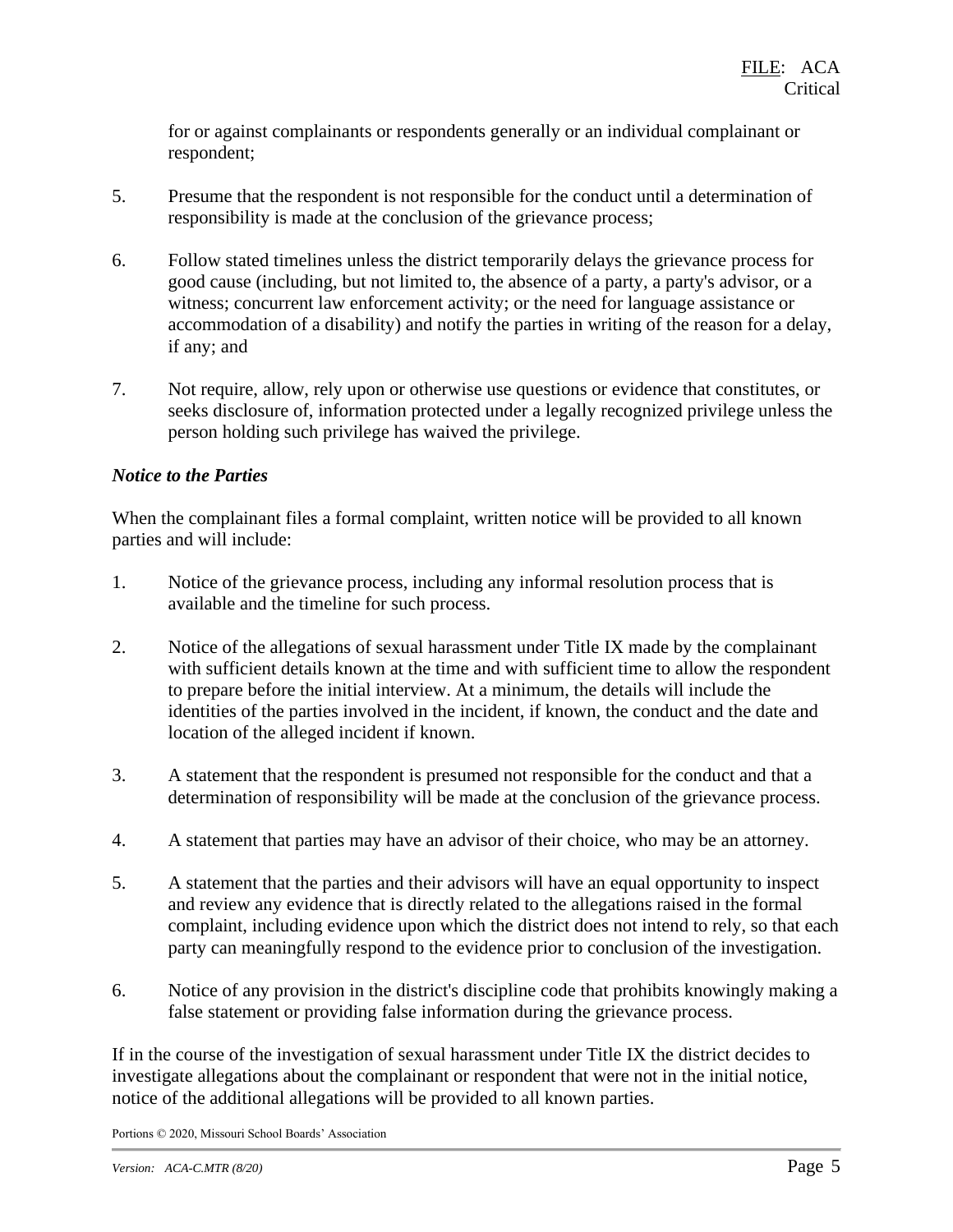for or against complainants or respondents generally or an individual complainant or respondent;

5. Presume that the respondent is not responsible for the conduct until a determination of responsibility is made at the conclusion of the grievance process;

6. Follow stated timelines unless the district temporarily delays the grievance process for good cause (including, but not limited to, the absence of a party, a party's advisor, or a witness; concurrent law enforcement activity; or the need for language assistance or accommodation of a disability) and notify the parties in writing of the reason for a delay, if any; and

7. Not require, allow, rely upon or otherwise use questions or evidence that constitutes, or seeks disclosure of, information protected under a legally recognized privilege unless the person holding such privilege has waived the privilege.

***Notice to the Parties***

When the complainant files a formal complaint, written notice will be provided to all known parties and will include:

1. Notice of the grievance process, including any informal resolution process that is available and the timeline for such process.

2. Notice of the allegations of sexual harassment under Title IX made by the complainant with sufficient details known at the time and with sufficient time to allow the respondent to prepare before the initial interview. At a minimum, the details will include the identities of the parties involved in the incident, if known, the conduct and the date and location of the alleged incident if known.

3. A statement that the respondent is presumed not responsible for the conduct and that a determination of responsibility will be made at the conclusion of the grievance process.

4. A statement that parties may have an advisor of their choice, who may be an attorney.

5. A statement that the parties and their advisors will have an equal opportunity to inspect and review any evidence that is directly related to the allegations raised in the formal complaint, including evidence upon which the district does not intend to rely, so that each party can meaningfully respond to the evidence prior to conclusion of the investigation.

6. Notice of any provision in the district's discipline code that prohibits knowingly making a false statement or providing false information during the grievance process.

If in the course of the investigation of sexual harassment under Title IX the district decides to investigate allegations about the complainant or respondent that were not in the initial notice, notice of the additional allegations will be provided to all known parties.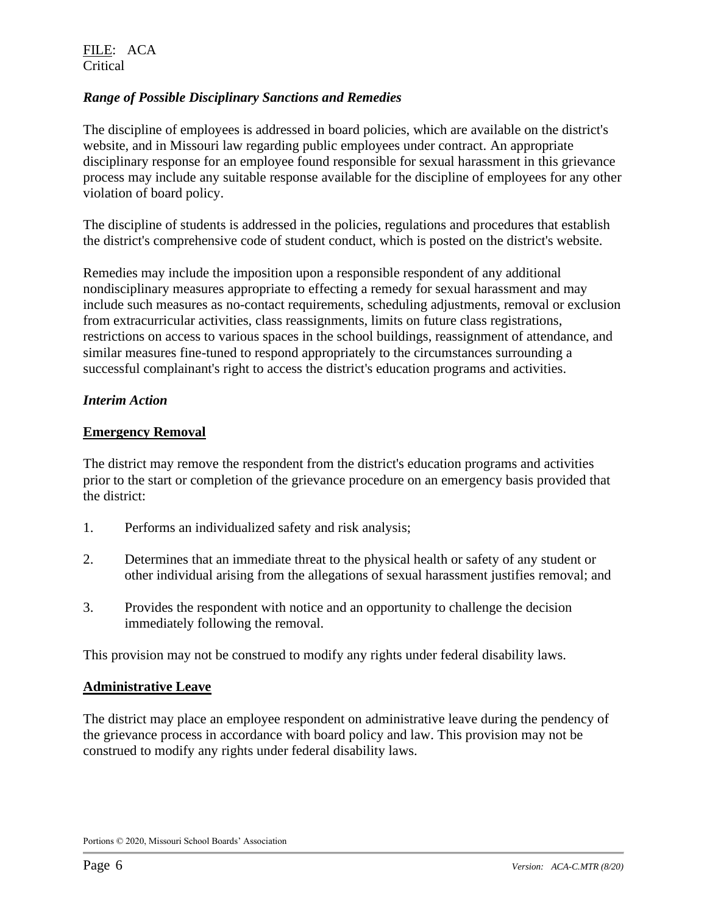### *Range of Possible Disciplinary Sanctions and Remedies*

The discipline of employees is addressed in board policies, which are available on the district's website, and in Missouri law regarding public employees under contract. An appropriate disciplinary response for an employee found responsible for sexual harassment in this grievance process may include any suitable response available for the discipline of employees for any other violation of board policy.

The discipline of students is addressed in the policies, regulations and procedures that establish the district's comprehensive code of student conduct, which is posted on the district's website.

Remedies may include the imposition upon a responsible respondent of any additional nondisciplinary measures appropriate to effecting a remedy for sexual harassment and may include such measures as no-contact requirements, scheduling adjustments, removal or exclusion from extracurricular activities, class reassignments, limits on future class registrations, restrictions on access to various spaces in the school buildings, reassignment of attendance, and similar measures fine-tuned to respond appropriately to the circumstances surrounding a successful complainant's right to access the district's education programs and activities.

### *Interim Action*

#### Emergency Removal

The district may remove the respondent from the district's education programs and activities prior to the start or completion of the grievance procedure on an emergency basis provided that the district:

1. Performs an individualized safety and risk analysis;

2. Determines that an immediate threat to the physical health or safety of any student or other individual arising from the allegations of sexual harassment justifies removal; and

3. Provides the respondent with notice and an opportunity to challenge the decision immediately following the removal.

This provision may not be construed to modify any rights under federal disability laws.

#### Administrative Leave

The district may place an employee respondent on administrative leave during the pendency of the grievance process in accordance with board policy and law. This provision may not be construed to modify any rights under federal disability laws.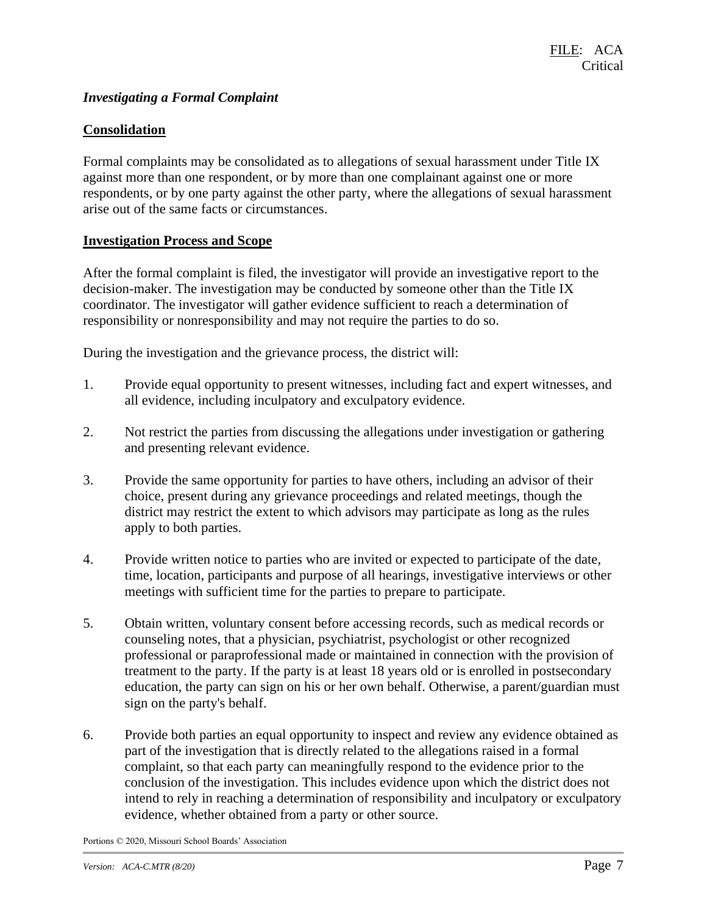### *Investigating a Formal Complaint*

**Consolidation**

Formal complaints may be consolidated as to allegations of sexual harassment under Title IX against more than one respondent, or by more than one complainant against one or more respondents, or by one party against the other party, where the allegations of sexual harassment arise out of the same facts or circumstances.

**Investigation Process and Scope**

After the formal complaint is filed, the investigator will provide an investigative report to the decision-maker. The investigation may be conducted by someone other than the Title IX coordinator. The investigator will gather evidence sufficient to reach a determination of responsibility or nonresponsibility and may not require the parties to do so.

During the investigation and the grievance process, the district will:

1. Provide equal opportunity to present witnesses, including fact and expert witnesses, and all evidence, including inculpatory and exculpatory evidence.

2. Not restrict the parties from discussing the allegations under investigation or gathering and presenting relevant evidence.

3. Provide the same opportunity for parties to have others, including an advisor of their choice, present during any grievance proceedings and related meetings, though the district may restrict the extent to which advisors may participate as long as the rules apply to both parties.

4. Provide written notice to parties who are invited or expected to participate of the date, time, location, participants and purpose of all hearings, investigative interviews or other meetings with sufficient time for the parties to prepare to participate.

5. Obtain written, voluntary consent before accessing records, such as medical records or counseling notes, that a physician, psychiatrist, psychologist or other recognized professional or paraprofessional made or maintained in connection with the provision of treatment to the party. If the party is at least 18 years old or is enrolled in postsecondary education, the party can sign on his or her own behalf. Otherwise, a parent/guardian must sign on the party's behalf.

6. Provide both parties an equal opportunity to inspect and review any evidence obtained as part of the investigation that is directly related to the allegations raised in a formal complaint, so that each party can meaningfully respond to the evidence prior to the conclusion of the investigation. This includes evidence upon which the district does not intend to rely in reaching a determination of responsibility and inculpatory or exculpatory evidence, whether obtained from a party or other source.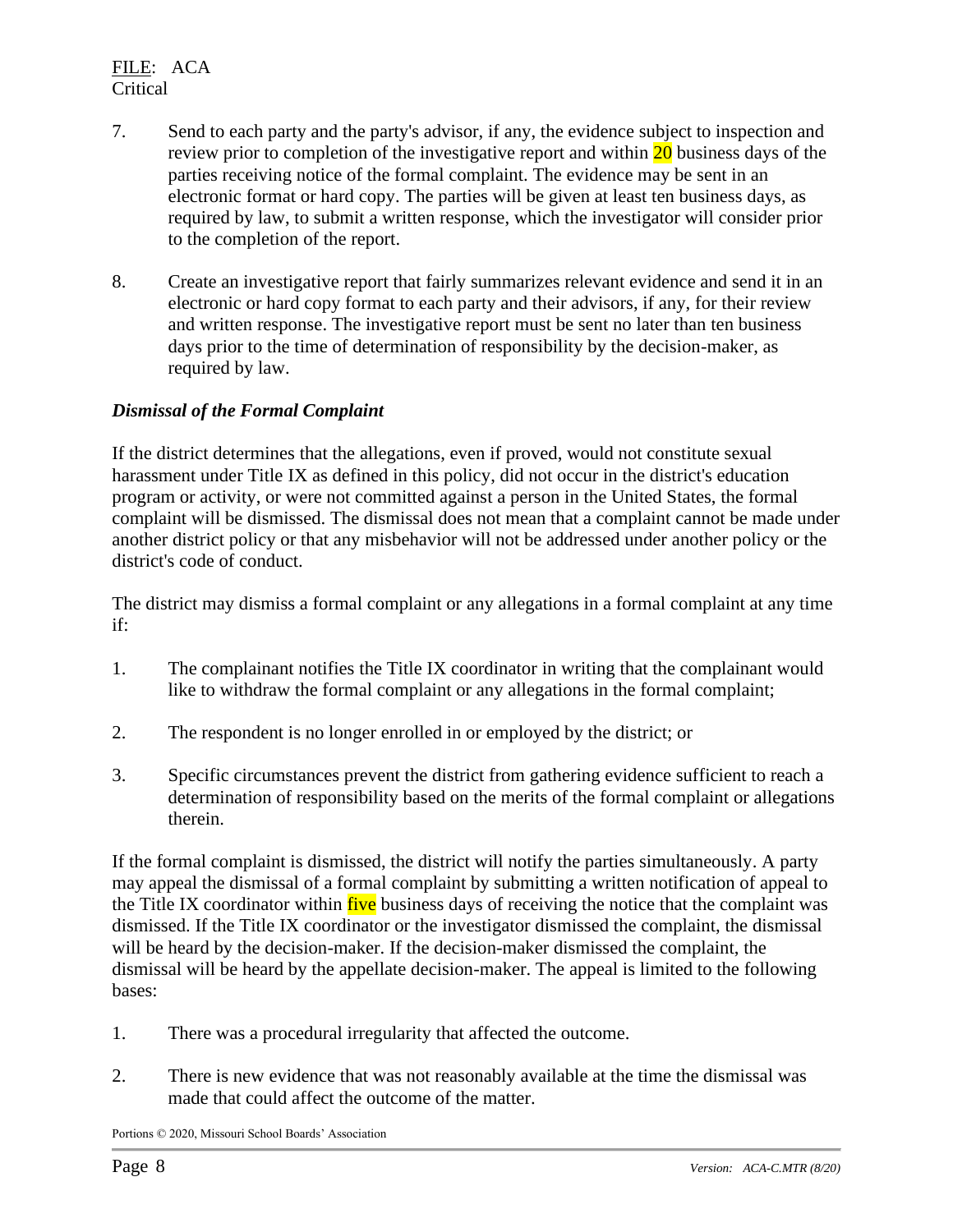7. Send to each party and the party's advisor, if any, the evidence subject to inspection and review prior to completion of the investigative report and within 20 business days of the parties receiving notice of the formal complaint. The evidence may be sent in an electronic format or hard copy. The parties will be given at least ten business days, as required by law, to submit a written response, which the investigator will consider prior to the completion of the report.

8. Create an investigative report that fairly summarizes relevant evidence and send it in an electronic or hard copy format to each party and their advisors, if any, for their review and written response. The investigative report must be sent no later than ten business days prior to the time of determination of responsibility by the decision-maker, as required by law.

***Dismissal of the Formal Complaint***

If the district determines that the allegations, even if proved, would not constitute sexual harassment under Title IX as defined in this policy, did not occur in the district's education program or activity, or were not committed against a person in the United States, the formal complaint will be dismissed. The dismissal does not mean that a complaint cannot be made under another district policy or that any misbehavior will not be addressed under another policy or the district's code of conduct.

The district may dismiss a formal complaint or any allegations in a formal complaint at any time if:

1. The complainant notifies the Title IX coordinator in writing that the complainant would like to withdraw the formal complaint or any allegations in the formal complaint;

2. The respondent is no longer enrolled in or employed by the district; or

3. Specific circumstances prevent the district from gathering evidence sufficient to reach a determination of responsibility based on the merits of the formal complaint or allegations therein.

If the formal complaint is dismissed, the district will notify the parties simultaneously. A party may appeal the dismissal of a formal complaint by submitting a written notification of appeal to the Title IX coordinator within five business days of receiving the notice that the complaint was dismissed. If the Title IX coordinator or the investigator dismissed the complaint, the dismissal will be heard by the decision-maker. If the decision-maker dismissed the complaint, the dismissal will be heard by the appellate decision-maker. The appeal is limited to the following bases:

1. There was a procedural irregularity that affected the outcome.

2. There is new evidence that was not reasonably available at the time the dismissal was made that could affect the outcome of the matter.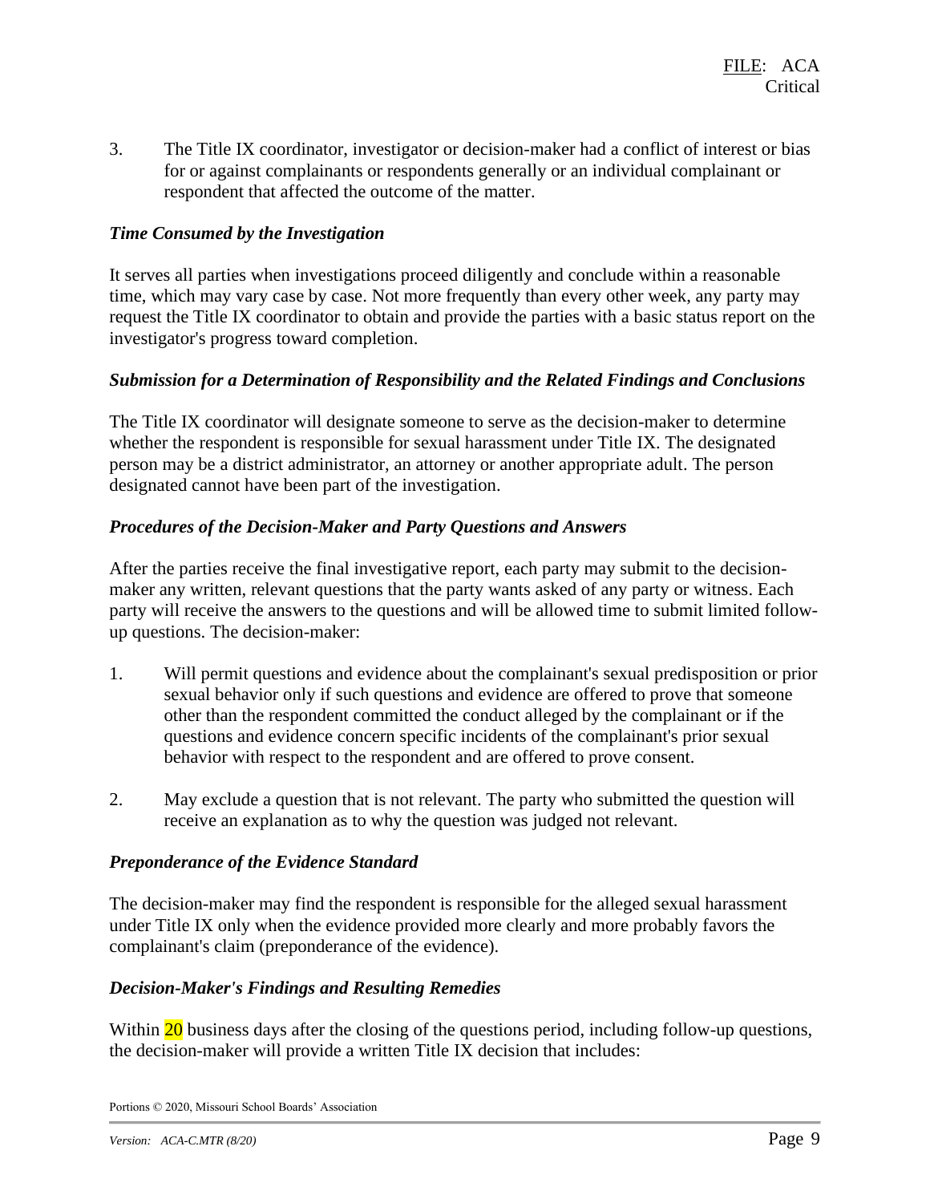3. The Title IX coordinator, investigator or decision-maker had a conflict of interest or bias for or against complainants or respondents generally or an individual complainant or respondent that affected the outcome of the matter.

***Time Consumed by the Investigation***

It serves all parties when investigations proceed diligently and conclude within a reasonable time, which may vary case by case. Not more frequently than every other week, any party may request the Title IX coordinator to obtain and provide the parties with a basic status report on the investigator's progress toward completion.

***Submission for a Determination of Responsibility and the Related Findings and Conclusions***

The Title IX coordinator will designate someone to serve as the decision-maker to determine whether the respondent is responsible for sexual harassment under Title IX. The designated person may be a district administrator, an attorney or another appropriate adult. The person designated cannot have been part of the investigation.

***Procedures of the Decision-Maker and Party Questions and Answers***

After the parties receive the final investigative report, each party may submit to the decision-maker any written, relevant questions that the party wants asked of any party or witness. Each party will receive the answers to the questions and will be allowed time to submit limited follow-up questions. The decision-maker:

1. Will permit questions and evidence about the complainant's sexual predisposition or prior sexual behavior only if such questions and evidence are offered to prove that someone other than the respondent committed the conduct alleged by the complainant or if the questions and evidence concern specific incidents of the complainant's prior sexual behavior with respect to the respondent and are offered to prove consent.

2. May exclude a question that is not relevant. The party who submitted the question will receive an explanation as to why the question was judged not relevant.

***Preponderance of the Evidence Standard***

The decision-maker may find the respondent is responsible for the alleged sexual harassment under Title IX only when the evidence provided more clearly and more probably favors the complainant's claim (preponderance of the evidence).

***Decision-Maker's Findings and Resulting Remedies***

Within 20 business days after the closing of the questions period, including follow-up questions, the decision-maker will provide a written Title IX decision that includes: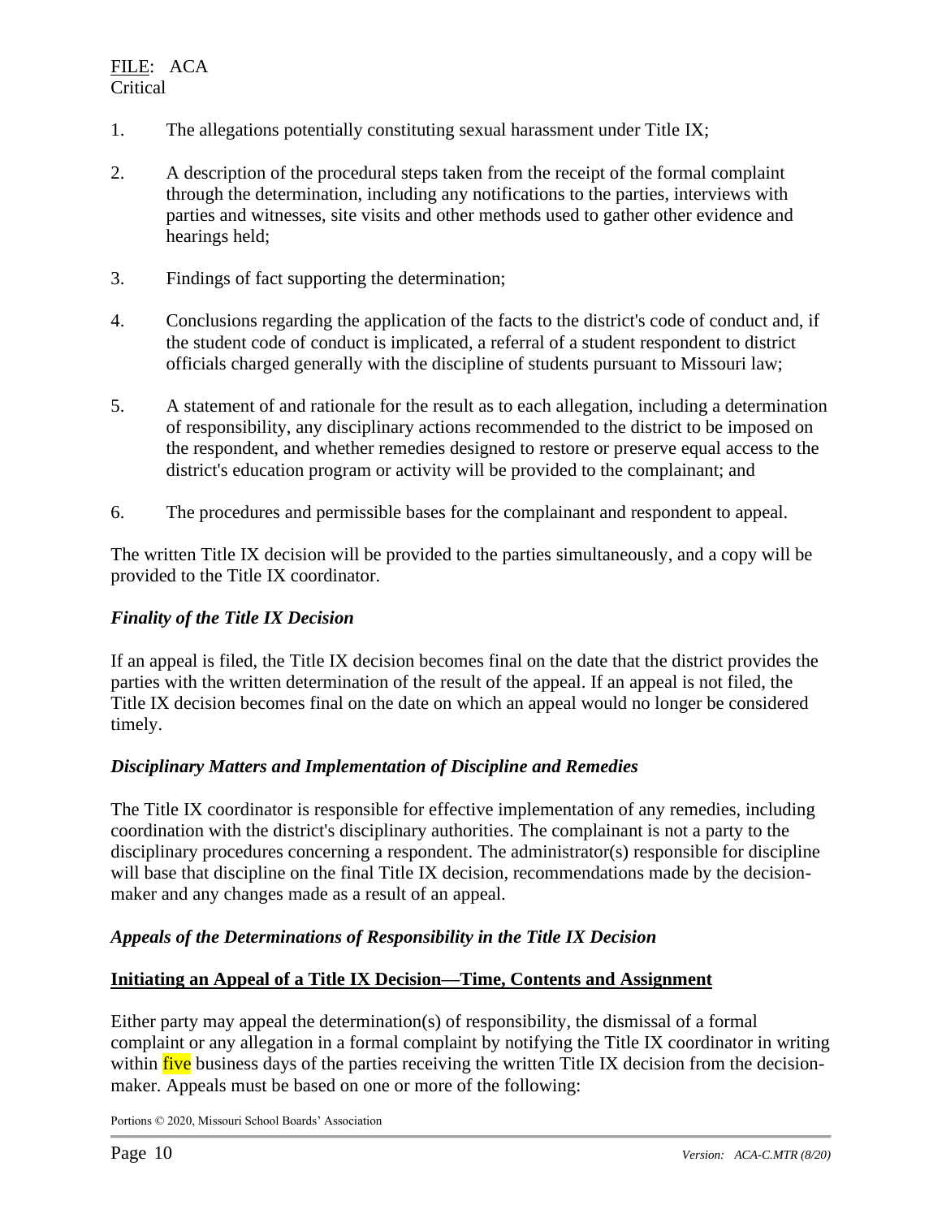1. The allegations potentially constituting sexual harassment under Title IX;

2. A description of the procedural steps taken from the receipt of the formal complaint through the determination, including any notifications to the parties, interviews with parties and witnesses, site visits and other methods used to gather other evidence and hearings held;

3. Findings of fact supporting the determination;

4. Conclusions regarding the application of the facts to the district's code of conduct and, if the student code of conduct is implicated, a referral of a student respondent to district officials charged generally with the discipline of students pursuant to Missouri law;

5. A statement of and rationale for the result as to each allegation, including a determination of responsibility, any disciplinary actions recommended to the district to be imposed on the respondent, and whether remedies designed to restore or preserve equal access to the district's education program or activity will be provided to the complainant; and

6. The procedures and permissible bases for the complainant and respondent to appeal.

The written Title IX decision will be provided to the parties simultaneously, and a copy will be provided to the Title IX coordinator.

### *Finality of the Title IX Decision*

If an appeal is filed, the Title IX decision becomes final on the date that the district provides the parties with the written determination of the result of the appeal. If an appeal is not filed, the Title IX decision becomes final on the date on which an appeal would no longer be considered timely.

### *Disciplinary Matters and Implementation of Discipline and Remedies*

The Title IX coordinator is responsible for effective implementation of any remedies, including coordination with the district's disciplinary authorities. The complainant is not a party to the disciplinary procedures concerning a respondent. The administrator(s) responsible for discipline will base that discipline on the final Title IX decision, recommendations made by the decision-maker and any changes made as a result of an appeal.

### *Appeals of the Determinations of Responsibility in the Title IX Decision*

#### **Initiating an Appeal of a Title IX Decision—Time, Contents and Assignment**

Either party may appeal the determination(s) of responsibility, the dismissal of a formal complaint or any allegation in a formal complaint by notifying the Title IX coordinator in writing within five business days of the parties receiving the written Title IX decision from the decision-maker. Appeals must be based on one or more of the following:

Portions © 2020, Missouri School Boards' Association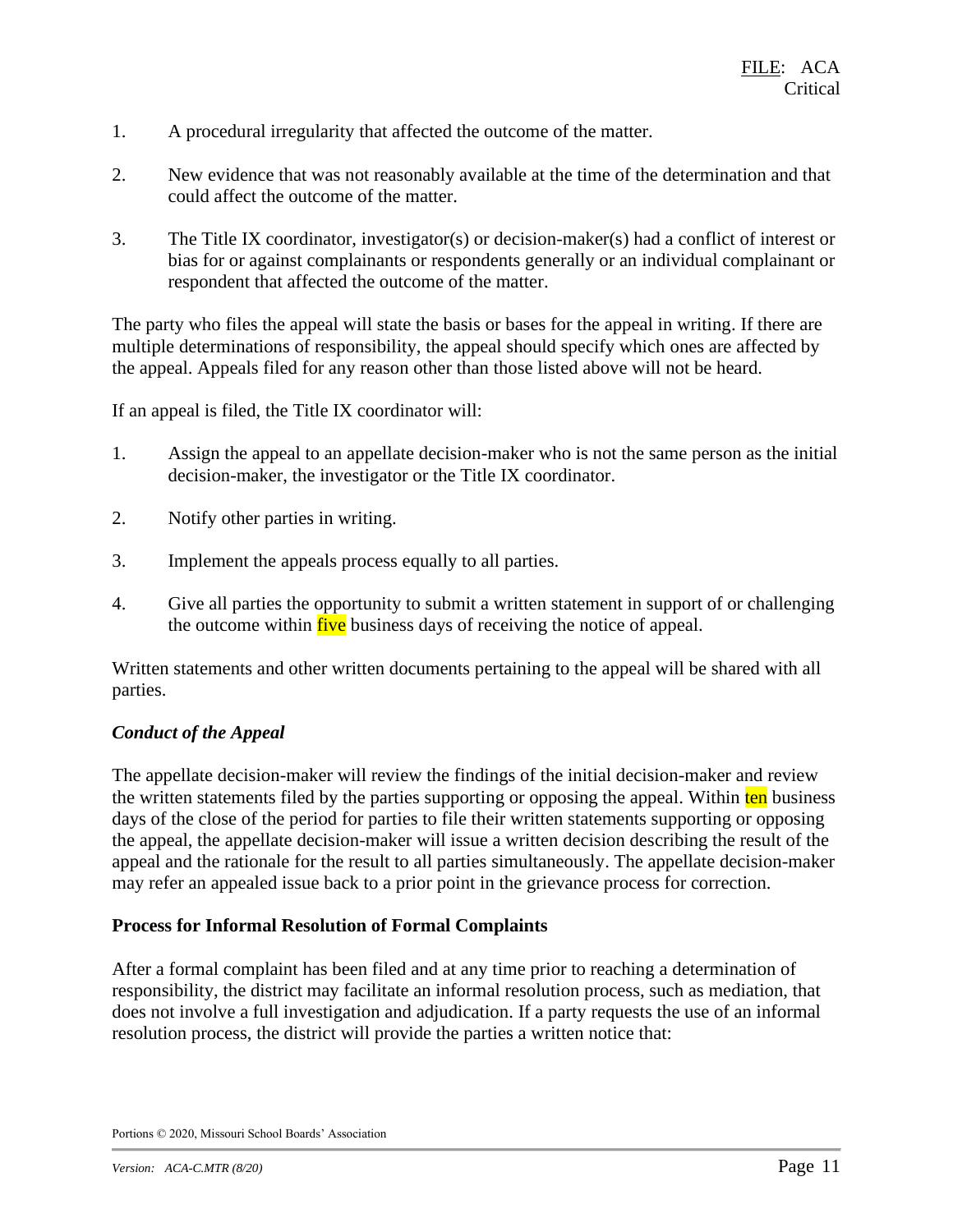1. A procedural irregularity that affected the outcome of the matter.

2. New evidence that was not reasonably available at the time of the determination and that could affect the outcome of the matter.

3. The Title IX coordinator, investigator(s) or decision-maker(s) had a conflict of interest or bias for or against complainants or respondents generally or an individual complainant or respondent that affected the outcome of the matter.

The party who files the appeal will state the basis or bases for the appeal in writing. If there are multiple determinations of responsibility, the appeal should specify which ones are affected by the appeal. Appeals filed for any reason other than those listed above will not be heard.

If an appeal is filed, the Title IX coordinator will:

1. Assign the appeal to an appellate decision-maker who is not the same person as the initial decision-maker, the investigator or the Title IX coordinator.

2. Notify other parties in writing.

3. Implement the appeals process equally to all parties.

4. Give all parties the opportunity to submit a written statement in support of or challenging the outcome within five business days of receiving the notice of appeal.

Written statements and other written documents pertaining to the appeal will be shared with all parties.

***Conduct of the Appeal***

The appellate decision-maker will review the findings of the initial decision-maker and review the written statements filed by the parties supporting or opposing the appeal. Within ten business days of the close of the period for parties to file their written statements supporting or opposing the appeal, the appellate decision-maker will issue a written decision describing the result of the appeal and the rationale for the result to all parties simultaneously. The appellate decision-maker may refer an appealed issue back to a prior point in the grievance process for correction.

**Process for Informal Resolution of Formal Complaints**

After a formal complaint has been filed and at any time prior to reaching a determination of responsibility, the district may facilitate an informal resolution process, such as mediation, that does not involve a full investigation and adjudication. If a party requests the use of an informal resolution process, the district will provide the parties a written notice that: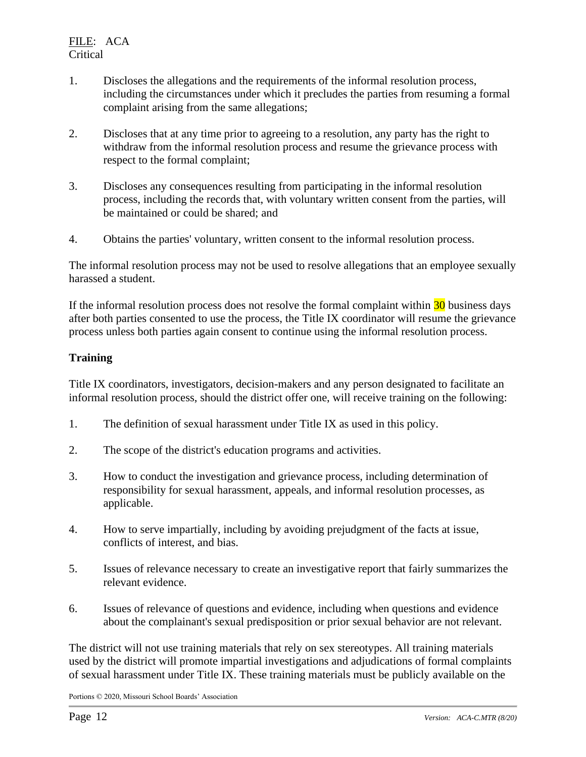1. Discloses the allegations and the requirements of the informal resolution process, including the circumstances under which it precludes the parties from resuming a formal complaint arising from the same allegations;

2. Discloses that at any time prior to agreeing to a resolution, any party has the right to withdraw from the informal resolution process and resume the grievance process with respect to the formal complaint;

3. Discloses any consequences resulting from participating in the informal resolution process, including the records that, with voluntary written consent from the parties, will be maintained or could be shared; and

4. Obtains the parties' voluntary, written consent to the informal resolution process.

The informal resolution process may not be used to resolve allegations that an employee sexually harassed a student.

If the informal resolution process does not resolve the formal complaint within 30 business days after both parties consented to use the process, the Title IX coordinator will resume the grievance process unless both parties again consent to continue using the informal resolution process.

**Training**

Title IX coordinators, investigators, decision-makers and any person designated to facilitate an informal resolution process, should the district offer one, will receive training on the following:

1. The definition of sexual harassment under Title IX as used in this policy.

2. The scope of the district's education programs and activities.

3. How to conduct the investigation and grievance process, including determination of responsibility for sexual harassment, appeals, and informal resolution processes, as applicable.

4. How to serve impartially, including by avoiding prejudgment of the facts at issue, conflicts of interest, and bias.

5. Issues of relevance necessary to create an investigative report that fairly summarizes the relevant evidence.

6. Issues of relevance of questions and evidence, including when questions and evidence about the complainant's sexual predisposition or prior sexual behavior are not relevant.

The district will not use training materials that rely on sex stereotypes. All training materials used by the district will promote impartial investigations and adjudications of formal complaints of sexual harassment under Title IX. These training materials must be publicly available on the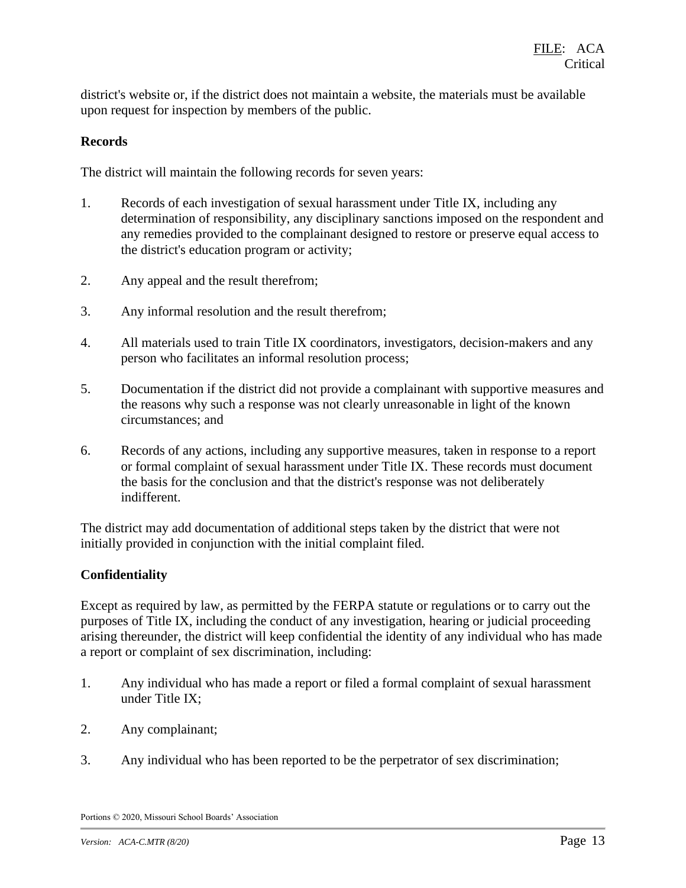district's website or, if the district does not maintain a website, the materials must be available upon request for inspection by members of the public.

**Records**

The district will maintain the following records for seven years:

1. Records of each investigation of sexual harassment under Title IX, including any determination of responsibility, any disciplinary sanctions imposed on the respondent and any remedies provided to the complainant designed to restore or preserve equal access to the district's education program or activity;

2. Any appeal and the result therefrom;

3. Any informal resolution and the result therefrom;

4. All materials used to train Title IX coordinators, investigators, decision-makers and any person who facilitates an informal resolution process;

5. Documentation if the district did not provide a complainant with supportive measures and the reasons why such a response was not clearly unreasonable in light of the known circumstances; and

6. Records of any actions, including any supportive measures, taken in response to a report or formal complaint of sexual harassment under Title IX. These records must document the basis for the conclusion and that the district's response was not deliberately indifferent.

The district may add documentation of additional steps taken by the district that were not initially provided in conjunction with the initial complaint filed.

**Confidentiality**

Except as required by law, as permitted by the FERPA statute or regulations or to carry out the purposes of Title IX, including the conduct of any investigation, hearing or judicial proceeding arising thereunder, the district will keep confidential the identity of any individual who has made a report or complaint of sex discrimination, including:

1. Any individual who has made a report or filed a formal complaint of sexual harassment under Title IX;

2. Any complainant;

3. Any individual who has been reported to be the perpetrator of sex discrimination;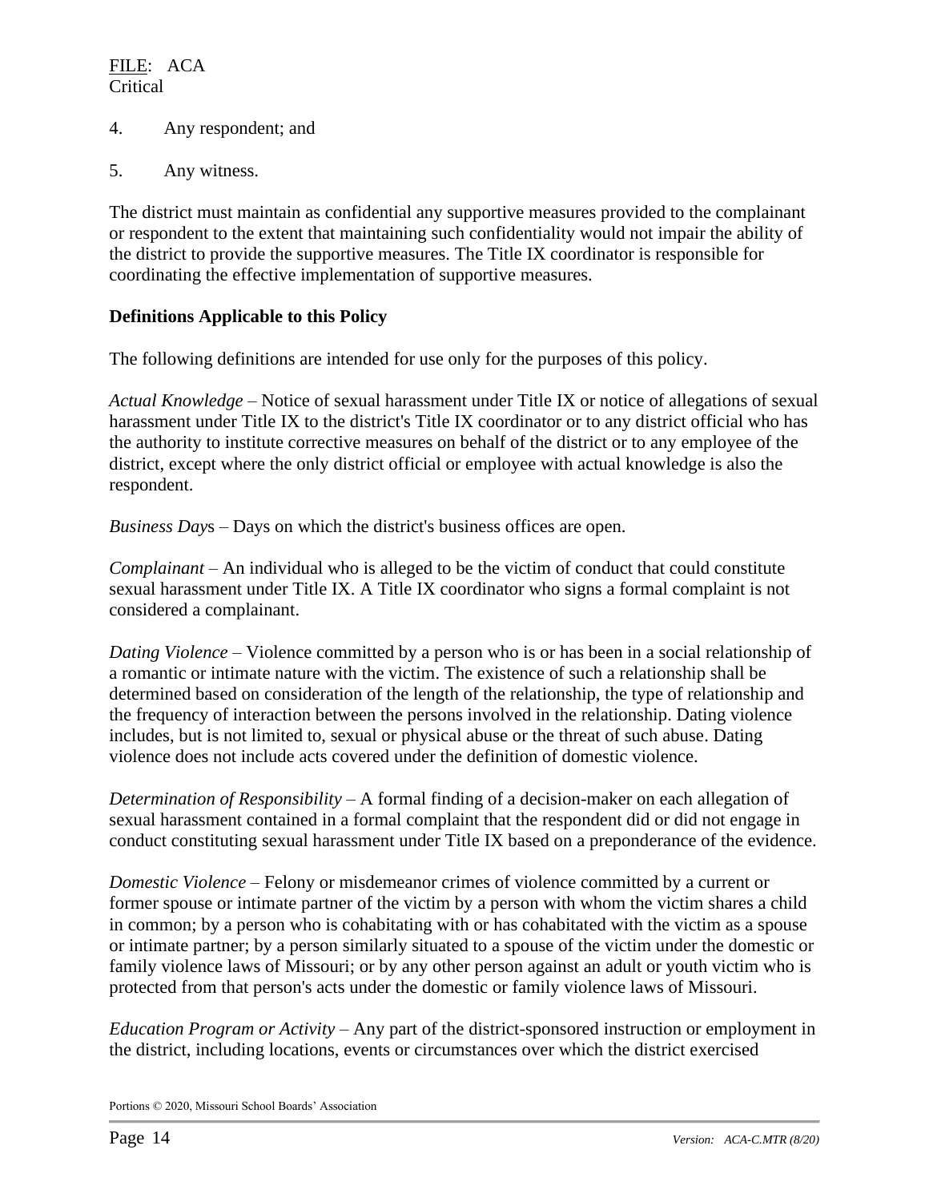4. Any respondent; and

5. Any witness.

The district must maintain as confidential any supportive measures provided to the complainant or respondent to the extent that maintaining such confidentiality would not impair the ability of the district to provide the supportive measures. The Title IX coordinator is responsible for coordinating the effective implementation of supportive measures.

**Definitions Applicable to this Policy**

The following definitions are intended for use only for the purposes of this policy.

*Actual Knowledge* – Notice of sexual harassment under Title IX or notice of allegations of sexual harassment under Title IX to the district's Title IX coordinator or to any district official who has the authority to institute corrective measures on behalf of the district or to any employee of the district, except where the only district official or employee with actual knowledge is also the respondent.

*Business Days* – Days on which the district's business offices are open.

*Complainant* – An individual who is alleged to be the victim of conduct that could constitute sexual harassment under Title IX. A Title IX coordinator who signs a formal complaint is not considered a complainant.

*Dating Violence* – Violence committed by a person who is or has been in a social relationship of a romantic or intimate nature with the victim. The existence of such a relationship shall be determined based on consideration of the length of the relationship, the type of relationship and the frequency of interaction between the persons involved in the relationship. Dating violence includes, but is not limited to, sexual or physical abuse or the threat of such abuse. Dating violence does not include acts covered under the definition of domestic violence.

*Determination of Responsibility* – A formal finding of a decision-maker on each allegation of sexual harassment contained in a formal complaint that the respondent did or did not engage in conduct constituting sexual harassment under Title IX based on a preponderance of the evidence.

*Domestic Violence* – Felony or misdemeanor crimes of violence committed by a current or former spouse or intimate partner of the victim by a person with whom the victim shares a child in common; by a person who is cohabitating with or has cohabitated with the victim as a spouse or intimate partner; by a person similarly situated to a spouse of the victim under the domestic or family violence laws of Missouri; or by any other person against an adult or youth victim who is protected from that person's acts under the domestic or family violence laws of Missouri.

*Education Program or Activity* – Any part of the district-sponsored instruction or employment in the district, including locations, events or circumstances over which the district exercised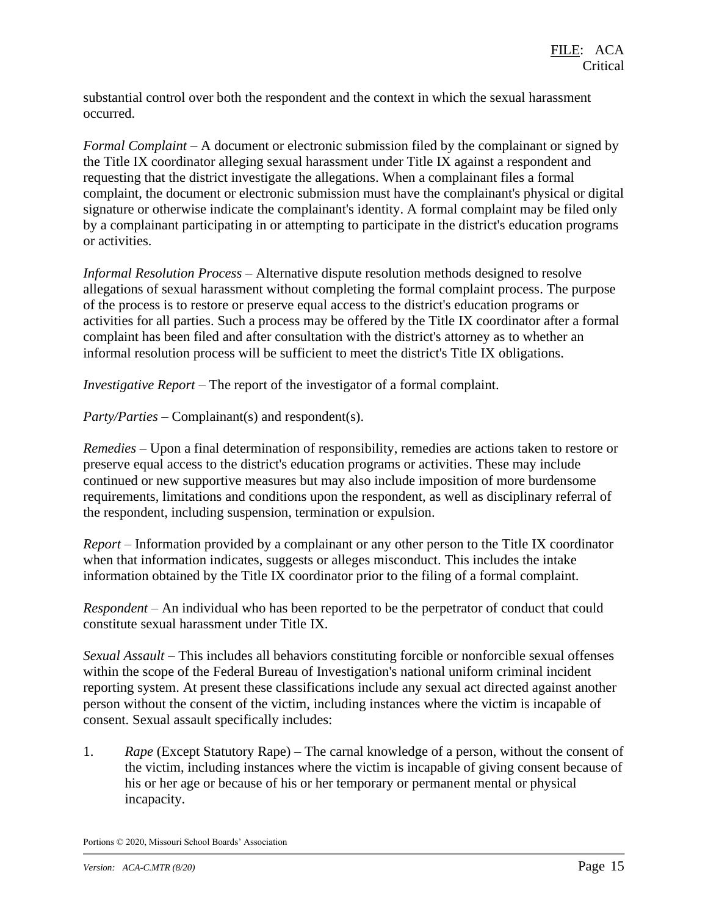substantial control over both the respondent and the context in which the sexual harassment occurred.

*Formal Complaint* – A document or electronic submission filed by the complainant or signed by the Title IX coordinator alleging sexual harassment under Title IX against a respondent and requesting that the district investigate the allegations. When a complainant files a formal complaint, the document or electronic submission must have the complainant's physical or digital signature or otherwise indicate the complainant's identity. A formal complaint may be filed only by a complainant participating in or attempting to participate in the district's education programs or activities.

*Informal Resolution Process* – Alternative dispute resolution methods designed to resolve allegations of sexual harassment without completing the formal complaint process. The purpose of the process is to restore or preserve equal access to the district's education programs or activities for all parties. Such a process may be offered by the Title IX coordinator after a formal complaint has been filed and after consultation with the district's attorney as to whether an informal resolution process will be sufficient to meet the district's Title IX obligations.

*Investigative Report* – The report of the investigator of a formal complaint.

*Party/Parties* – Complainant(s) and respondent(s).

*Remedies* – Upon a final determination of responsibility, remedies are actions taken to restore or preserve equal access to the district's education programs or activities. These may include continued or new supportive measures but may also include imposition of more burdensome requirements, limitations and conditions upon the respondent, as well as disciplinary referral of the respondent, including suspension, termination or expulsion.

*Report* – Information provided by a complainant or any other person to the Title IX coordinator when that information indicates, suggests or alleges misconduct. This includes the intake information obtained by the Title IX coordinator prior to the filing of a formal complaint.

*Respondent* – An individual who has been reported to be the perpetrator of conduct that could constitute sexual harassment under Title IX.

*Sexual Assault* – This includes all behaviors constituting forcible or nonforcible sexual offenses within the scope of the Federal Bureau of Investigation's national uniform criminal incident reporting system. At present these classifications include any sexual act directed against another person without the consent of the victim, including instances where the victim is incapable of consent. Sexual assault specifically includes:

1. *Rape* (Except Statutory Rape) – The carnal knowledge of a person, without the consent of the victim, including instances where the victim is incapable of giving consent because of his or her age or because of his or her temporary or permanent mental or physical incapacity.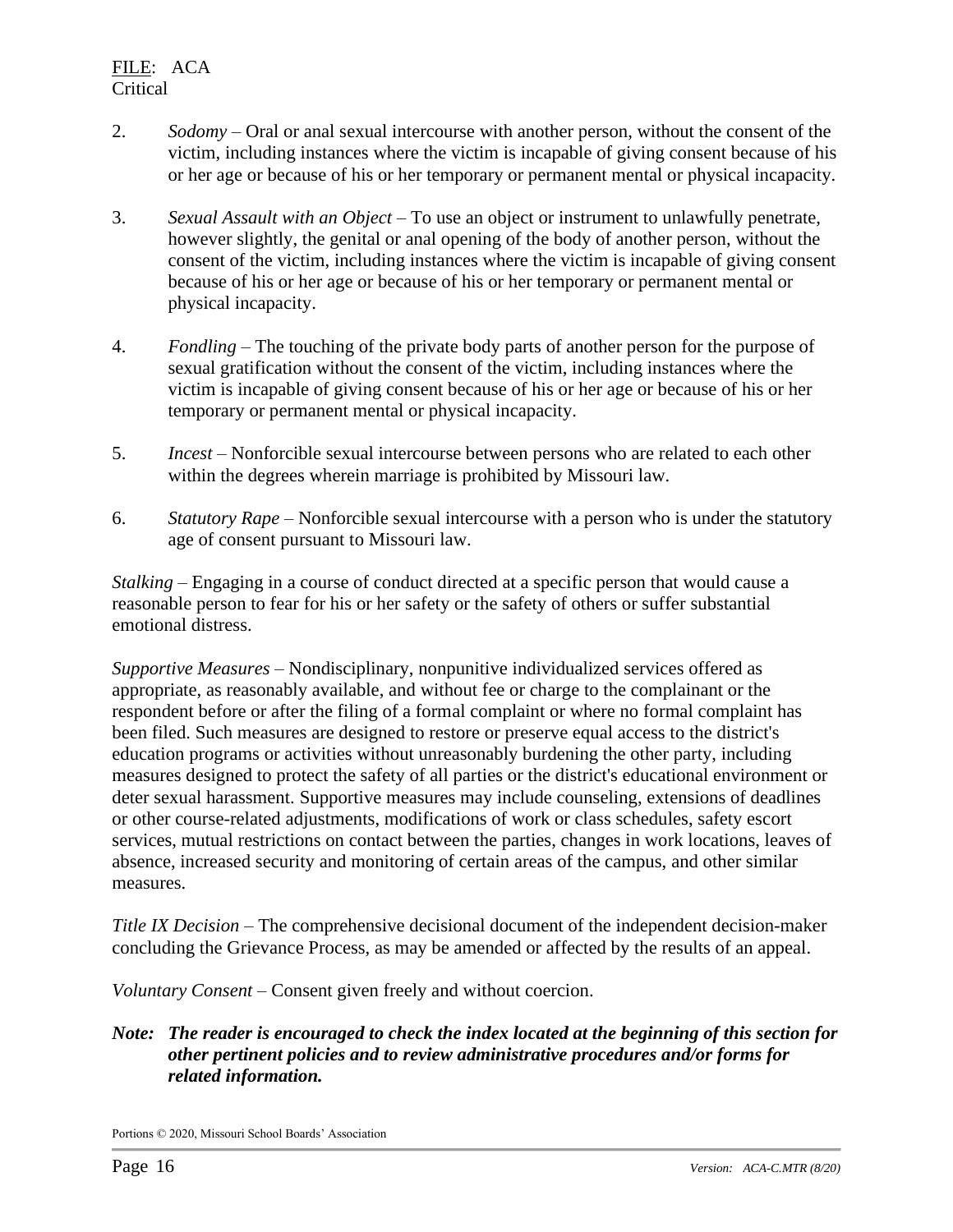2. *Sodomy* – Oral or anal sexual intercourse with another person, without the consent of the victim, including instances where the victim is incapable of giving consent because of his or her age or because of his or her temporary or permanent mental or physical incapacity.

3. *Sexual Assault with an Object* – To use an object or instrument to unlawfully penetrate, however slightly, the genital or anal opening of the body of another person, without the consent of the victim, including instances where the victim is incapable of giving consent because of his or her age or because of his or her temporary or permanent mental or physical incapacity.

4. *Fondling* – The touching of the private body parts of another person for the purpose of sexual gratification without the consent of the victim, including instances where the victim is incapable of giving consent because of his or her age or because of his or her temporary or permanent mental or physical incapacity.

5. *Incest* – Nonforcible sexual intercourse between persons who are related to each other within the degrees wherein marriage is prohibited by Missouri law.

6. *Statutory Rape* – Nonforcible sexual intercourse with a person who is under the statutory age of consent pursuant to Missouri law.

*Stalking* – Engaging in a course of conduct directed at a specific person that would cause a reasonable person to fear for his or her safety or the safety of others or suffer substantial emotional distress.

*Supportive Measures* – Nondisciplinary, nonpunitive individualized services offered as appropriate, as reasonably available, and without fee or charge to the complainant or the respondent before or after the filing of a formal complaint or where no formal complaint has been filed. Such measures are designed to restore or preserve equal access to the district's education programs or activities without unreasonably burdening the other party, including measures designed to protect the safety of all parties or the district's educational environment or deter sexual harassment. Supportive measures may include counseling, extensions of deadlines or other course-related adjustments, modifications of work or class schedules, safety escort services, mutual restrictions on contact between the parties, changes in work locations, leaves of absence, increased security and monitoring of certain areas of the campus, and other similar measures.

*Title IX Decision* – The comprehensive decisional document of the independent decision-maker concluding the Grievance Process, as may be amended or affected by the results of an appeal.

*Voluntary Consent* – Consent given freely and without coercion.

***Note: The reader is encouraged to check the index located at the beginning of this section for other pertinent policies and to review administrative procedures and/or forms for related information.***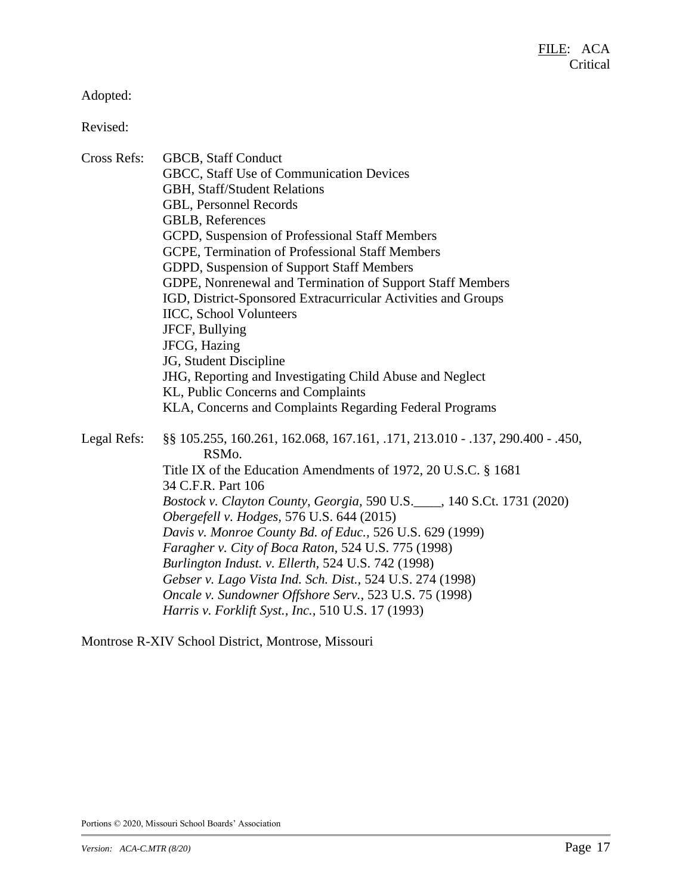Adopted:

Revised:

Cross Refs: GBCB, Staff Conduct
GBCC, Staff Use of Communication Devices
GBH, Staff/Student Relations
GBL, Personnel Records
GBLB, References
GCPD, Suspension of Professional Staff Members
GCPE, Termination of Professional Staff Members
GDPD, Suspension of Support Staff Members
GDPE, Nonrenewal and Termination of Support Staff Members
IGD, District-Sponsored Extracurricular Activities and Groups
IICC, School Volunteers
JFCF, Bullying
JFCG, Hazing
JG, Student Discipline
JHG, Reporting and Investigating Child Abuse and Neglect
KL, Public Concerns and Complaints
KLA, Concerns and Complaints Regarding Federal Programs

Legal Refs: §§ 105.255, 160.261, 162.068, 167.161, .171, 213.010 - .137, 290.400 - .450, RSMo.
Title IX of the Education Amendments of 1972, 20 U.S.C. § 1681
34 C.F.R. Part 106
*Bostock v. Clayton County, Georgia*, 590 U.S.____, 140 S.Ct. 1731 (2020)
*Obergefell v. Hodges*, 576 U.S. 644 (2015)
*Davis v. Monroe County Bd. of Educ.*, 526 U.S. 629 (1999)
*Faragher v. City of Boca Raton*, 524 U.S. 775 (1998)
*Burlington Indust. v. Ellerth*, 524 U.S. 742 (1998)
*Gebser v. Lago Vista Ind. Sch. Dist.*, 524 U.S. 274 (1998)
*Oncale v. Sundowner Offshore Serv.*, 523 U.S. 75 (1998)
*Harris v. Forklift Syst., Inc.*, 510 U.S. 17 (1993)

Montrose R-XIV School District, Montrose, Missouri